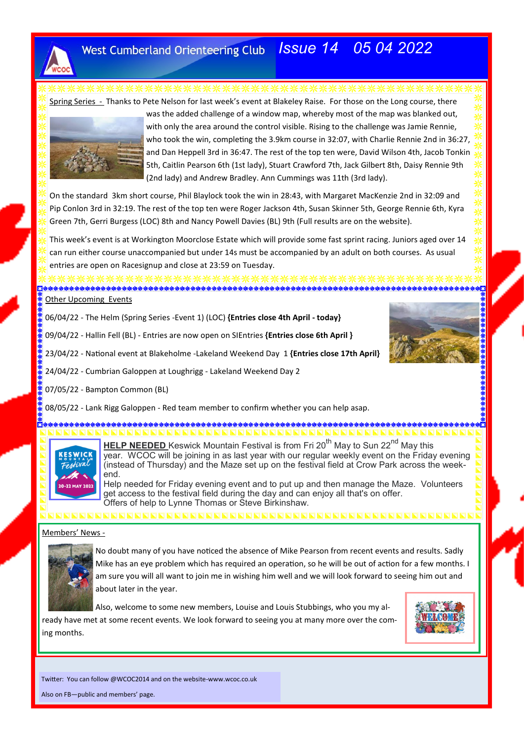# West Cumberland Orienteering Club — Issue 14 05 04 2022

Spring Series - Thanks to Pete Nelson for last week's event at Blakeley Raise. For those on the Long course, there was the added challenge of a window map, whereby most of the map was blanked out, with only the area around the control visible. Rising to the challenge was Jamie Rennie, who took the win, completing the 3.9km course in 32:07, with Charlie Rennie 2nd in 36:27, and Dan Heppell 3rd in 36:47. The rest of the top ten were, David Wilson 4th, Jacob Tonkin 5th, Caitlin Pearson 6th (1st lady), Stuart Crawford 7th, Jack Gilbert 8th, Daisy Rennie 9th (2nd lady) and Andrew Bradley. Ann Cummings was 11th (3rd lady).

On the standard 3km short course, Phil Blaylock took the win in 28:43, with Margaret MacKenzie 2nd in 32:09 and Pip Conlon 3rd in 32:19. The rest of the top ten were Roger Jackson 4th, Susan Skinner 5th, George Rennie 6th, Kyra Green 7th, Gerri Burgess (LOC) 8th and Nancy Powell Davies (BL) 9th (Full results are on the website).

This week's event is at Workington Moorclose Estate which will provide some fast sprint racing. Juniors aged over 14 can run either course unaccompanied but under 14s must be accompanied by an adult on both courses. As usual entries are open on Racesignup and close at 23:59 on Tuesday.

Other Upcoming Events

06/04/22 - The Helm (Spring Series -Event 1) (LOC) **{Entries close 4th April - today}**

09/04/22 - Hallin Fell (BL) - Entries are now open on SIEntries **{Entries close 6th April }**

23/04/22 - National event at Blakeholme -Lakeland Weekend Day 1 **{Entries close 17th April}**

24/04/22 - Cumbrian Galoppen at Loughrigg - Lakeland Weekend Day 2

07/05/22 - Bampton Common (BL)

08/05/22 - Lank Rigg Galoppen - Red team member to confirm whether you can help asap.

**HELP NEEDED** Keswick Mountain Festival is from Fri 20th May to Sun 22nd May this year. WCOC will be joining in as last year with our regular weekly event on the Friday evening (instead of Thursday) and the Maze set up on the festival field at Crow Park across the week-end.

Help needed for Friday evening event and to put up and then manage the Maze. Volunteers get access to the festival field during the day and can enjoy all that's on offer.

Offers of help to Lynne Thomas or Steve Birkinshaw.

Members' News -

No doubt many of you have noticed the absence of Mike Pearson from recent events and results. Sadly Mike has an eye problem which has required an operation, so he will be out of action for a few months. I am sure you will all want to join me in wishing him well and we will look forward to seeing him out and about later in the year.

Also, welcome to some new members, Louise and Louis Stubbings, who you my already have met at some recent events. We look forward to seeing you at many more over the coming months.

Twitter: You can follow @WCOC2014 and on the website-www.wcoc.co.uk

Also on FB—public and members' page.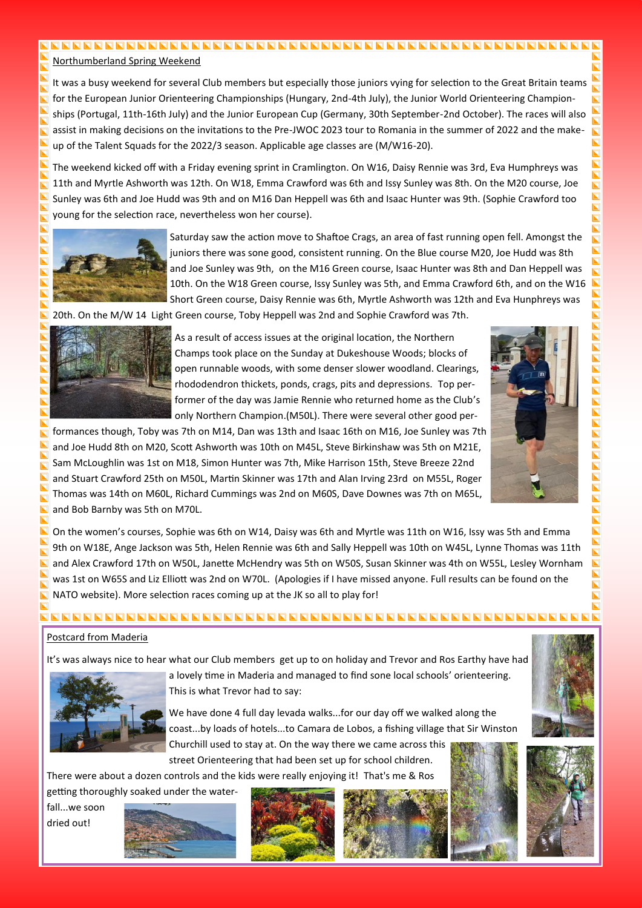## Northumberland Spring Weekend

It was a busy weekend for several Club members but especially those juniors vying for selection to the Great Britain teams for the European Junior Orienteering Championships (Hungary, 2nd-4th July), the Junior World Orienteering Championships (Portugal, 11th-16th July) and the Junior European Cup (Germany, 30th September-2nd October). The races will also assist in making decisions on the invitations to the Pre-JWOC 2023 tour to Romania in the summer of 2022 and the make-up of the Talent Squads for the 2022/3 season. Applicable age classes are (M/W16-20).

The weekend kicked off with a Friday evening sprint in Cramlington. On W16, Daisy Rennie was 3rd, Eva Humphreys was 11th and Myrtle Ashworth was 12th. On W18, Emma Crawford was 6th and Issy Sunley was 8th. On the M20 course, Joe Sunley was 6th and Joe Hudd was 9th and on M16 Dan Heppell was 6th and Isaac Hunter was 9th. (Sophie Crawford too young for the selection race, nevertheless won her course).

Saturday saw the action move to Shaftoe Crags, an area of fast running open fell. Amongst the juniors there was sone good, consistent running. On the Blue course M20, Joe Hudd was 8th and Joe Sunley was 9th, on the M16 Green course, Isaac Hunter was 8th and Dan Heppell was 10th. On the W18 Green course, Issy Sunley was 5th, and Emma Crawford 6th, and on the W16 Short Green course, Daisy Rennie was 6th, Myrtle Ashworth was 12th and Eva Hunphreys was 20th. On the M/W 14 Light Green course, Toby Heppell was 2nd and Sophie Crawford was 7th.

As a result of access issues at the original location, the Northern Champs took place on the Sunday at Dukeshouse Woods; blocks of open runnable woods, with some denser slower woodland. Clearings, rhododendron thickets, ponds, crags, pits and depressions. Top performer of the day was Jamie Rennie who returned home as the Club's only Northern Champion.(M50L). There were several other good performances though, Toby was 7th on M14, Dan was 13th and Isaac 16th on M16, Joe Sunley was 7th and Joe Hudd 8th on M20, Scott Ashworth was 10th on M45L, Steve Birkinshaw was 5th on M21E, Sam McLoughlin was 1st on M18, Simon Hunter was 7th, Mike Harrison 15th, Steve Breeze 22nd and Stuart Crawford 25th on M50L, Martin Skinner was 17th and Alan Irving 23rd on M55L, Roger Thomas was 14th on M60L, Richard Cummings was 2nd on M60S, Dave Downes was 7th on M65L, and Bob Barnby was 5th on M70L.

On the women's courses, Sophie was 6th on W14, Daisy was 6th and Myrtle was 11th on W16, Issy was 5th and Emma 9th on W18E, Ange Jackson was 5th, Helen Rennie was 6th and Sally Heppell was 10th on W45L, Lynne Thomas was 11th and Alex Crawford 17th on W50L, Janette McHendry was 5th on W50S, Susan Skinner was 4th on W55L, Lesley Wornham was 1st on W65S and Liz Elliott was 2nd on W70L. (Apologies if I have missed anyone. Full results can be found on the NATO website). More selection races coming up at the JK so all to play for!

## Postcard from Maderia

It's was always nice to hear what our Club members get up to on holiday and Trevor and Ros Earthy have had a lovely time in Maderia and managed to find sone local schools' orienteering. This is what Trevor had to say:

We have done 4 full day levada walks...for our day off we walked along the coast...by loads of hotels...to Camara de Lobos, a fishing village that Sir Winston Churchill used to stay at. On the way there we came across this street Orienteering that had been set up for school children. There were about a dozen controls and the kids were really enjoying it! That's me & Ros getting thoroughly soaked under the waterfall...we soon dried out!